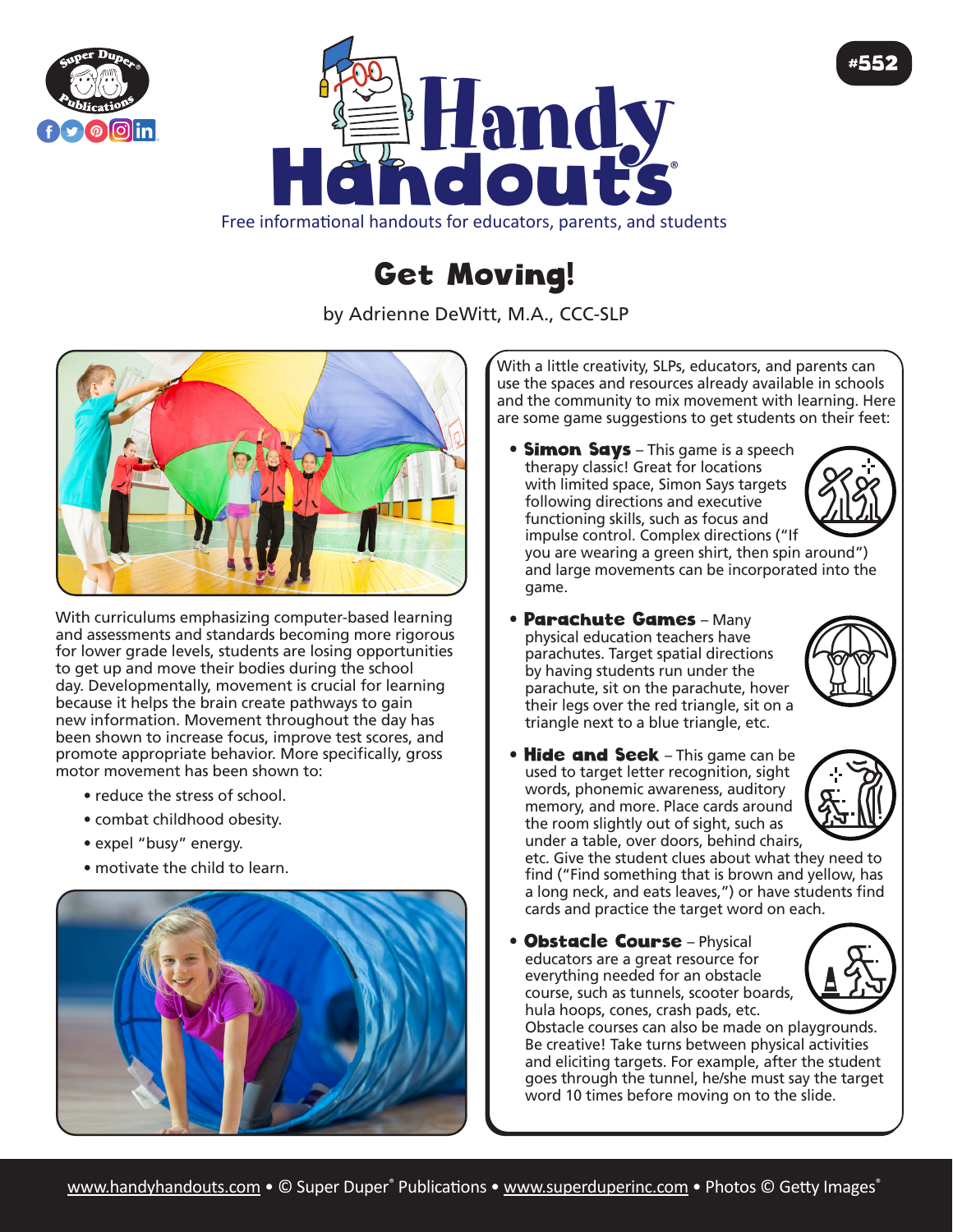# Handy Handouts®

Free informational handouts for educators, parents, and students

#552

## Get Moving!

by Adrienne DeWitt, M.A., CCC-SLP

With curriculums emphasizing computer-based learning and assessments and standards becoming more rigorous for lower grade levels, students are losing opportunities to get up and move their bodies during the school day. Developmentally, movement is crucial for learning because it helps the brain create pathways to gain new information. Movement throughout the day has been shown to increase focus, improve test scores, and promote appropriate behavior. More specifically, gross motor movement has been shown to:

- reduce the stress of school.
- combat childhood obesity.
- expel "busy" energy.
- motivate the child to learn.

With a little creativity, SLPs, educators, and parents can use the spaces and resources already available in schools and the community to mix movement with learning. Here are some game suggestions to get students on their feet:

- **Simon Says** – This game is a speech therapy classic! Great for locations with limited space, Simon Says targets following directions and executive functioning skills, such as focus and impulse control. Complex directions ("If you are wearing a green shirt, then spin around") and large movements can be incorporated into the game.

- **Parachute Games** – Many physical education teachers have parachutes. Target spatial directions by having students run under the parachute, sit on the parachute, hover their legs over the red triangle, sit on a triangle next to a blue triangle, etc.

- **Hide and Seek** – This game can be used to target letter recognition, sight words, phonemic awareness, auditory memory, and more. Place cards around the room slightly out of sight, such as under a table, over doors, behind chairs, etc. Give the student clues about what they need to find ("Find something that is brown and yellow, has a long neck, and eats leaves,") or have students find cards and practice the target word on each.

- **Obstacle Course** – Physical educators are a great resource for everything needed for an obstacle course, such as tunnels, scooter boards, hula hoops, cones, crash pads, etc. Obstacle courses can also be made on playgrounds. Be creative! Take turns between physical activities and eliciting targets. For example, after the student goes through the tunnel, he/she must say the target word 10 times before moving on to the slide.

www.handyhandouts.com • © Super Duper® Publications • www.superduperinc.com • Photos © Getty Images®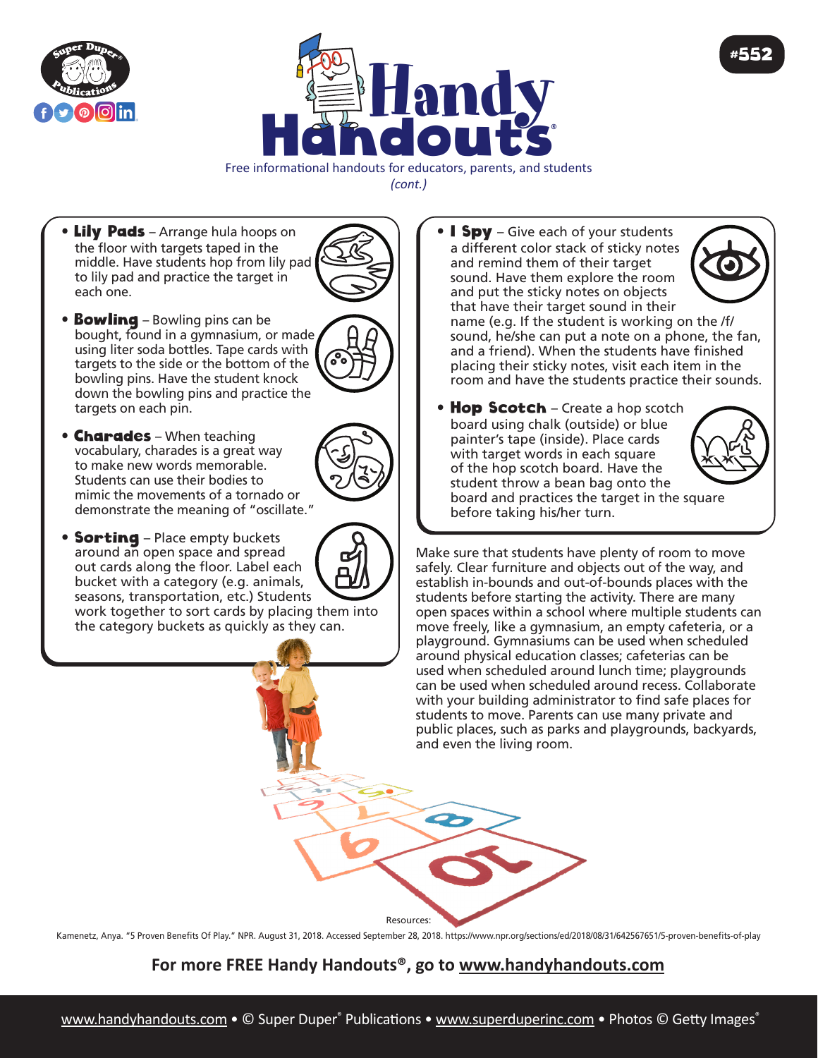*(cont.)*

- **Lily Pads** – Arrange hula hoops on the floor with targets taped in the middle. Have students hop from lily pad to lily pad and practice the target in each one.
- **Bowling** – Bowling pins can be bought, found in a gymnasium, or made using liter soda bottles. Tape cards with targets to the side or the bottom of the bowling pins. Have the student knock down the bowling pins and practice the targets on each pin.
- **Charades** – When teaching vocabulary, charades is a great way to make new words memorable. Students can use their bodies to mimic the movements of a tornado or demonstrate the meaning of "oscillate."
- **Sorting** – Place empty buckets around an open space and spread out cards along the floor. Label each bucket with a category (e.g. animals, seasons, transportation, etc.) Students work together to sort cards by placing them into the category buckets as quickly as they can.
- **I Spy** – Give each of your students a different color stack of sticky notes and remind them of their target sound. Have them explore the room and put the sticky notes on objects that have their target sound in their name (e.g. If the student is working on the /f/ sound, he/she can put a note on a phone, the fan, and a friend). When the students have finished placing their sticky notes, visit each item in the room and have the students practice their sounds.
- **Hop Scotch** – Create a hop scotch board using chalk (outside) or blue painter's tape (inside). Place cards with target words in each square of the hop scotch board. Have the student throw a bean bag onto the board and practices the target in the square before taking his/her turn.

Make sure that students have plenty of room to move safely. Clear furniture and objects out of the way, and establish in-bounds and out-of-bounds places with the students before starting the activity. There are many open spaces within a school where multiple students can move freely, like a gymnasium, an empty cafeteria, or a playground. Gymnasiums can be used when scheduled around physical education classes; cafeterias can be used when scheduled around lunch time; playgrounds can be used when scheduled around recess. Collaborate with your building administrator to find safe places for students to move. Parents can use many private and public places, such as parks and playgrounds, backyards, and even the living room.

Resources:

Kamenetz, Anya. "5 Proven Benefits Of Play." NPR. August 31, 2018. Accessed September 28, 2018. https://www.npr.org/sections/ed/2018/08/31/642567651/5-proven-benefits-of-play

**For more FREE Handy Handouts®, go to www.handyhandouts.com**